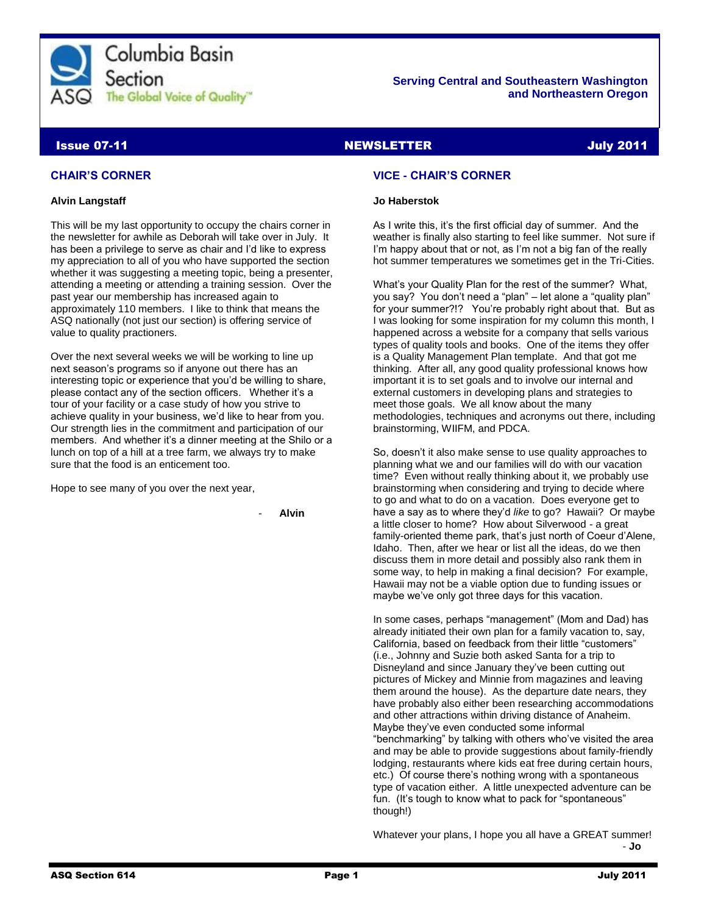Columbia Basin Section

ASQ The Global Voice of Quality™

**Serving Central and Southeastern Washington and Northeastern Oregon**

**Issue 07-11** **NEWSLETTER** **July 2011**

## CHAIR'S CORNER

**Alvin Langstaff**

This will be my last opportunity to occupy the chairs corner in the newsletter for awhile as Deborah will take over in July. It has been a privilege to serve as chair and I'd like to express my appreciation to all of you who have supported the section whether it was suggesting a meeting topic, being a presenter, attending a meeting or attending a training session. Over the past year our membership has increased again to approximately 110 members. I like to think that means the ASQ nationally (not just our section) is offering service of value to quality practioners.

Over the next several weeks we will be working to line up next season's programs so if anyone out there has an interesting topic or experience that you'd be willing to share, please contact any of the section officers. Whether it's a tour of your facility or a case study of how you strive to achieve quality in your business, we'd like to hear from you. Our strength lies in the commitment and participation of our members. And whether it's a dinner meeting at the Shilo or a lunch on top of a hill at a tree farm, we always try to make sure that the food is an enticement too.

Hope to see many of you over the next year,

\- **Alvin**

## VICE - CHAIR'S CORNER

**Jo Haberstok**

As I write this, it's the first official day of summer. And the weather is finally also starting to feel like summer. Not sure if I'm happy about that or not, as I'm not a big fan of the really hot summer temperatures we sometimes get in the Tri-Cities.

What's your Quality Plan for the rest of the summer? What, you say? You don't need a "plan" – let alone a "quality plan" for your summer?!? You're probably right about that. But as I was looking for some inspiration for my column this month, I happened across a website for a company that sells various types of quality tools and books. One of the items they offer is a Quality Management Plan template. And that got me thinking. After all, any good quality professional knows how important it is to set goals and to involve our internal and external customers in developing plans and strategies to meet those goals. We all know about the many methodologies, techniques and acronyms out there, including brainstorming, WIIFM, and PDCA.

So, doesn't it also make sense to use quality approaches to planning what we and our families will do with our vacation time? Even without really thinking about it, we probably use brainstorming when considering and trying to decide where to go and what to do on a vacation. Does everyone get to have a say as to where they'd *like* to go? Hawaii? Or maybe a little closer to home? How about Silverwood - a great family-oriented theme park, that's just north of Coeur d'Alene, Idaho. Then, after we hear or list all the ideas, do we then discuss them in more detail and possibly also rank them in some way, to help in making a final decision? For example, Hawaii may not be a viable option due to funding issues or maybe we've only got three days for this vacation.

In some cases, perhaps "management" (Mom and Dad) has already initiated their own plan for a family vacation to, say, California, based on feedback from their little "customers" (i.e., Johnny and Suzie both asked Santa for a trip to Disneyland and since January they've been cutting out pictures of Mickey and Minnie from magazines and leaving them around the house). As the departure date nears, they have probably also either been researching accommodations and other attractions within driving distance of Anaheim. Maybe they've even conducted some informal "benchmarking" by talking with others who've visited the area and may be able to provide suggestions about family-friendly lodging, restaurants where kids eat free during certain hours, etc.) Of course there's nothing wrong with a spontaneous type of vacation either. A little unexpected adventure can be fun. (It's tough to know what to pack for "spontaneous" though!)

Whatever your plans, I hope you all have a GREAT summer!

\- **Jo**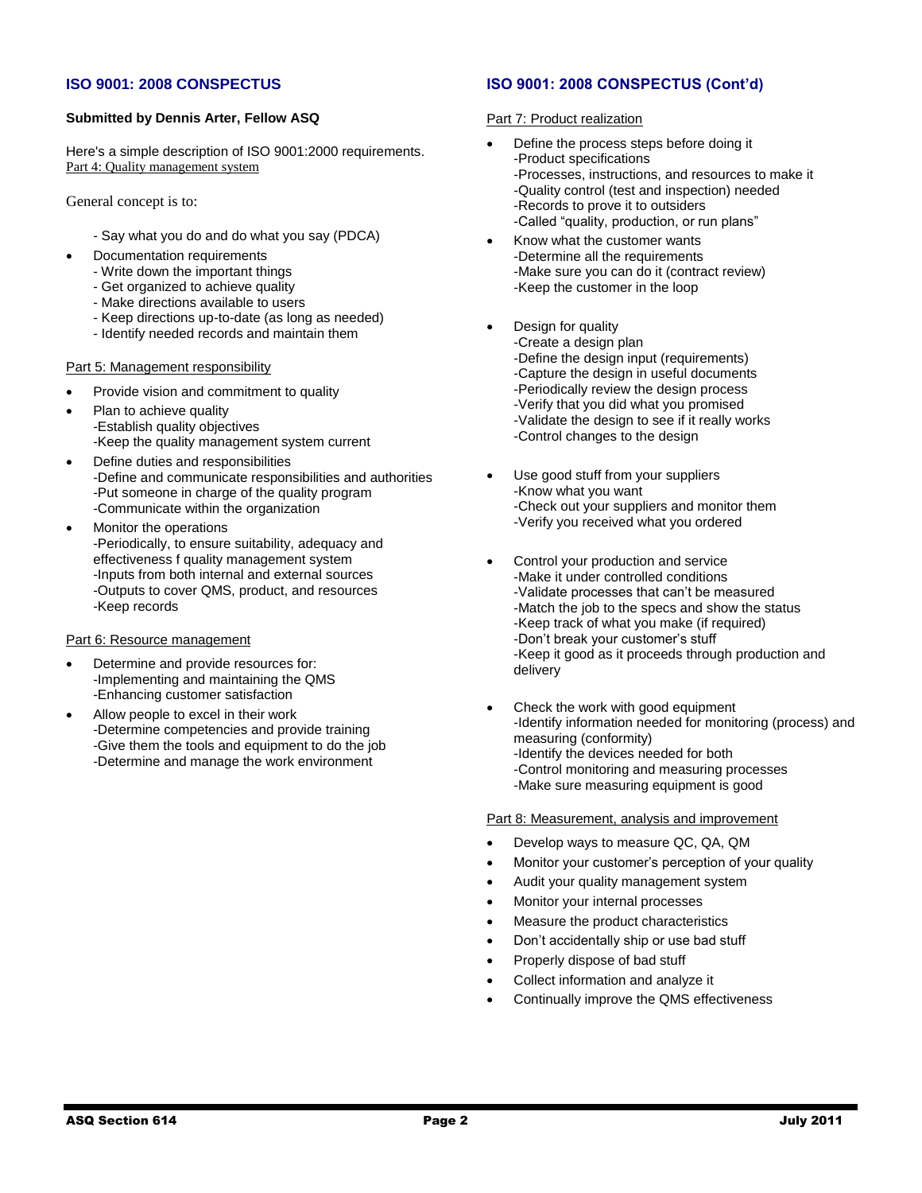## ISO 9001: 2008 CONSPECTUS

**Submitted by Dennis Arter, Fellow ASQ**

Here's a simple description of ISO 9001:2000 requirements.

Part 4: Quality management system

General concept is to:

- Say what you do and do what you say (PDCA)

- Documentation requirements
  - Write down the important things
  - Get organized to achieve quality
  - Make directions available to users
  - Keep directions up-to-date (as long as needed)
  - Identify needed records and maintain them

Part 5: Management responsibility

- Provide vision and commitment to quality
- Plan to achieve quality
  - Establish quality objectives
  - Keep the quality management system current
- Define duties and responsibilities
  - Define and communicate responsibilities and authorities
  - Put someone in charge of the quality program
  - Communicate within the organization
- Monitor the operations
  - Periodically, to ensure suitability, adequacy and effectiveness f quality management system
  - Inputs from both internal and external sources
  - Outputs to cover QMS, product, and resources
  - Keep records

Part 6: Resource management

- Determine and provide resources for:
  - Implementing and maintaining the QMS
  - Enhancing customer satisfaction
- Allow people to excel in their work
  - Determine competencies and provide training
  - Give them the tools and equipment to do the job
  - Determine and manage the work environment

## ISO 9001: 2008 CONSPECTUS (Cont'd)

Part 7: Product realization

- Define the process steps before doing it
  - Product specifications
  - Processes, instructions, and resources to make it
  - Quality control (test and inspection) needed
  - Records to prove it to outsiders
  - Called "quality, production, or run plans"
- Know what the customer wants
  - Determine all the requirements
  - Make sure you can do it (contract review)
  - Keep the customer in the loop
- Design for quality
  - Create a design plan
  - Define the design input (requirements)
  - Capture the design in useful documents
  - Periodically review the design process
  - Verify that you did what you promised
  - Validate the design to see if it really works
  - Control changes to the design
- Use good stuff from your suppliers
  - Know what you want
  - Check out your suppliers and monitor them
  - Verify you received what you ordered
- Control your production and service
  - Make it under controlled conditions
  - Validate processes that can't be measured
  - Match the job to the specs and show the status
  - Keep track of what you make (if required)
  - Don't break your customer's stuff
  - Keep it good as it proceeds through production and delivery
- Check the work with good equipment
  - Identify information needed for monitoring (process) and measuring (conformity)
  - Identify the devices needed for both
  - Control monitoring and measuring processes
  - Make sure measuring equipment is good

Part 8: Measurement, analysis and improvement

- Develop ways to measure QC, QA, QM
- Monitor your customer's perception of your quality
- Audit your quality management system
- Monitor your internal processes
- Measure the product characteristics
- Don't accidentally ship or use bad stuff
- Properly dispose of bad stuff
- Collect information and analyze it
- Continually improve the QMS effectiveness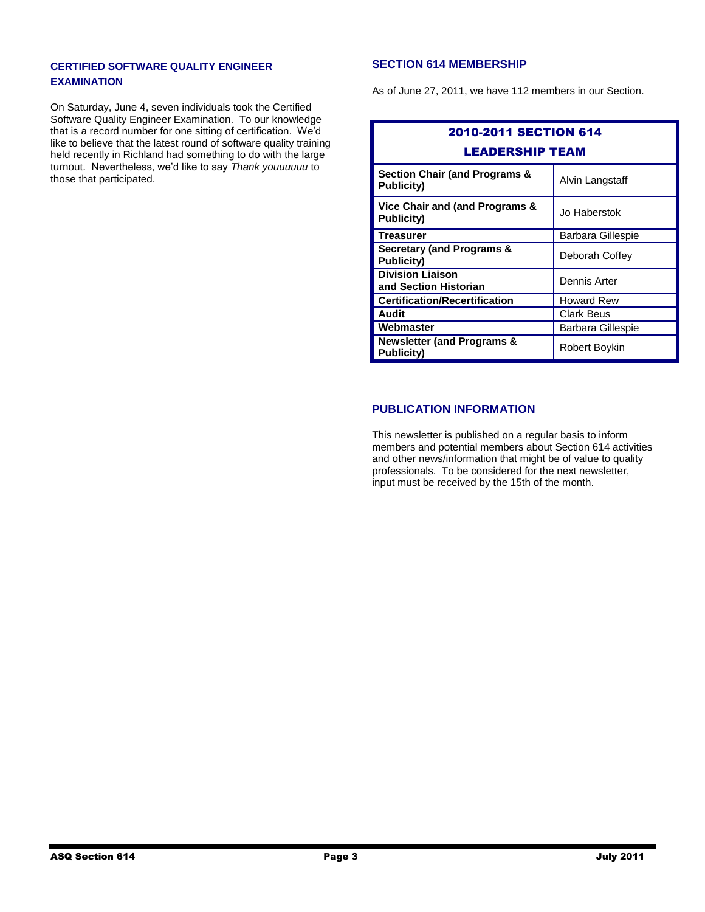## CERTIFIED SOFTWARE QUALITY ENGINEER EXAMINATION

On Saturday, June 4, seven individuals took the Certified Software Quality Engineer Examination. To our knowledge that is a record number for one sitting of certification. We'd like to believe that the latest round of software quality training held recently in Richland had something to do with the large turnout. Nevertheless, we'd like to say *Thank youuuuuu* to those that participated.

## SECTION 614 MEMBERSHIP

As of June 27, 2011, we have 112 members in our Section.

**2010-2011 SECTION 614 LEADERSHIP TEAM**

| | |
|---|---|
| **Section Chair (and Programs & Publicity)** | Alvin Langstaff |
| **Vice Chair and (and Programs & Publicity)** | Jo Haberstok |
| **Treasurer** | Barbara Gillespie |
| **Secretary (and Programs & Publicity)** | Deborah Coffey |
| **Division Liaison and Section Historian** | Dennis Arter |
| **Certification/Recertification** | Howard Rew |
| **Audit** | Clark Beus |
| **Webmaster** | Barbara Gillespie |
| **Newsletter (and Programs & Publicity)** | Robert Boykin |

## PUBLICATION INFORMATION

This newsletter is published on a regular basis to inform members and potential members about Section 614 activities and other news/information that might be of value to quality professionals. To be considered for the next newsletter, input must be received by the 15th of the month.